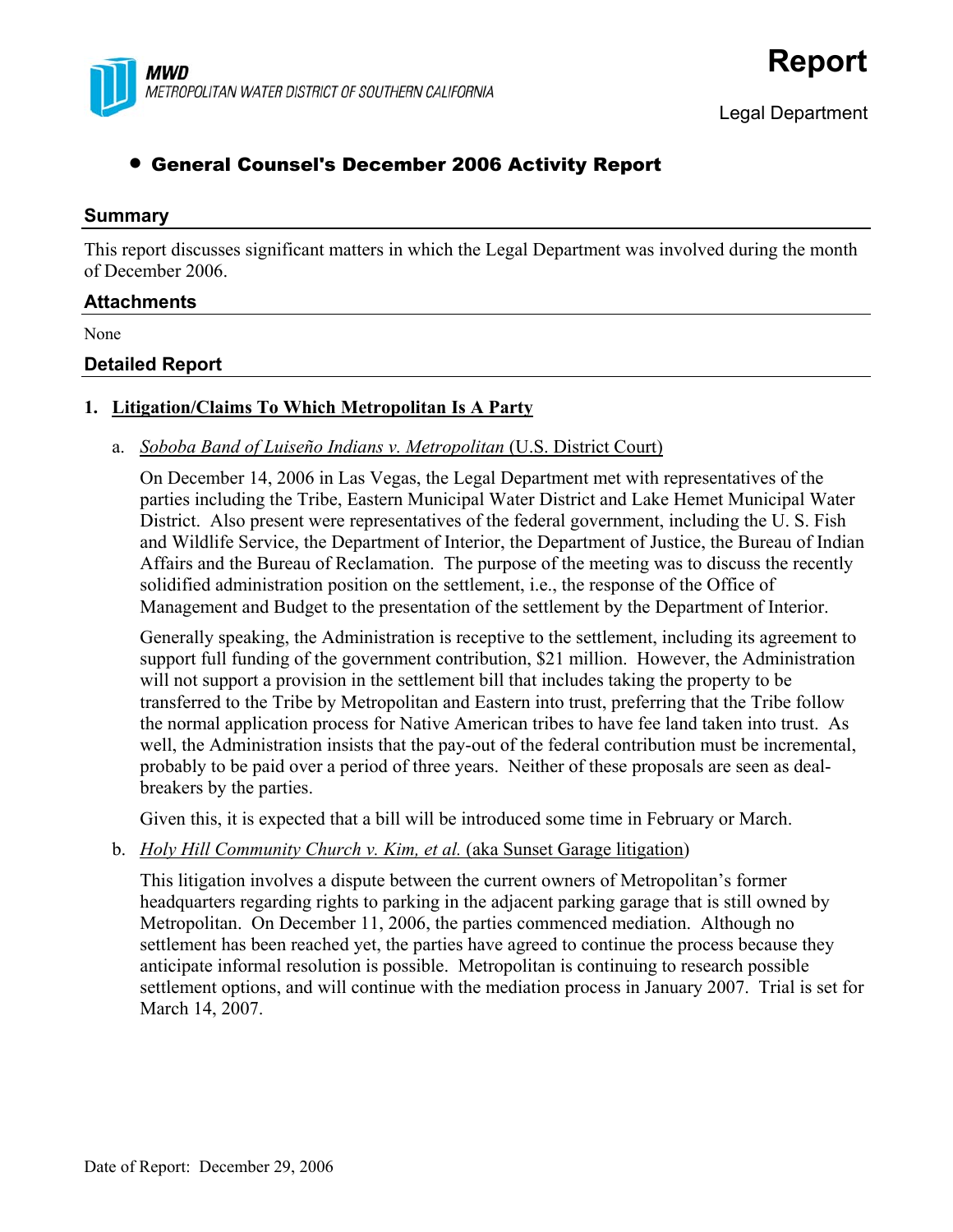MWD
METROPOLITAN WATER DISTRICT OF SOUTHERN CALIFORNIA

# Report

Legal Department

## • General Counsel's December 2006 Activity Report

### Summary

This report discusses significant matters in which the Legal Department was involved during the month of December 2006.

### Attachments

None

### Detailed Report

**1. Litigation/Claims To Which Metropolitan Is A Party**

a. *Soboba Band of Luiseño Indians v. Metropolitan* (U.S. District Court)

On December 14, 2006 in Las Vegas, the Legal Department met with representatives of the parties including the Tribe, Eastern Municipal Water District and Lake Hemet Municipal Water District. Also present were representatives of the federal government, including the U. S. Fish and Wildlife Service, the Department of Interior, the Department of Justice, the Bureau of Indian Affairs and the Bureau of Reclamation. The purpose of the meeting was to discuss the recently solidified administration position on the settlement, i.e., the response of the Office of Management and Budget to the presentation of the settlement by the Department of Interior.

Generally speaking, the Administration is receptive to the settlement, including its agreement to support full funding of the government contribution, $21 million. However, the Administration will not support a provision in the settlement bill that includes taking the property to be transferred to the Tribe by Metropolitan and Eastern into trust, preferring that the Tribe follow the normal application process for Native American tribes to have fee land taken into trust. As well, the Administration insists that the pay-out of the federal contribution must be incremental, probably to be paid over a period of three years. Neither of these proposals are seen as deal-breakers by the parties.

Given this, it is expected that a bill will be introduced some time in February or March.

b. *Holy Hill Community Church v. Kim, et al.* (aka Sunset Garage litigation)

This litigation involves a dispute between the current owners of Metropolitan's former headquarters regarding rights to parking in the adjacent parking garage that is still owned by Metropolitan. On December 11, 2006, the parties commenced mediation. Although no settlement has been reached yet, the parties have agreed to continue the process because they anticipate informal resolution is possible. Metropolitan is continuing to research possible settlement options, and will continue with the mediation process in January 2007. Trial is set for March 14, 2007.

Date of Report: December 29, 2006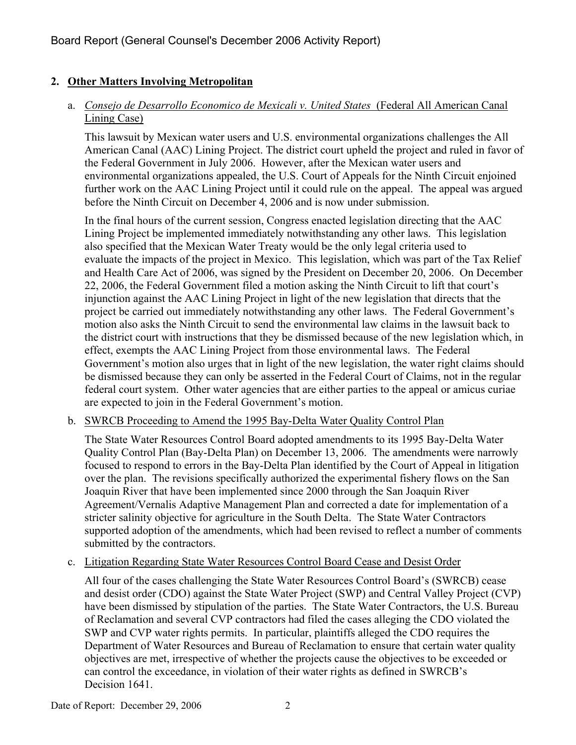## 2. Other Matters Involving Metropolitan

### a. *Consejo de Desarrollo Economico de Mexicali v. United States* (Federal All American Canal Lining Case)

This lawsuit by Mexican water users and U.S. environmental organizations challenges the All American Canal (AAC) Lining Project. The district court upheld the project and ruled in favor of the Federal Government in July 2006. However, after the Mexican water users and environmental organizations appealed, the U.S. Court of Appeals for the Ninth Circuit enjoined further work on the AAC Lining Project until it could rule on the appeal. The appeal was argued before the Ninth Circuit on December 4, 2006 and is now under submission.

In the final hours of the current session, Congress enacted legislation directing that the AAC Lining Project be implemented immediately notwithstanding any other laws. This legislation also specified that the Mexican Water Treaty would be the only legal criteria used to evaluate the impacts of the project in Mexico. This legislation, which was part of the Tax Relief and Health Care Act of 2006, was signed by the President on December 20, 2006. On December 22, 2006, the Federal Government filed a motion asking the Ninth Circuit to lift that court's injunction against the AAC Lining Project in light of the new legislation that directs that the project be carried out immediately notwithstanding any other laws. The Federal Government's motion also asks the Ninth Circuit to send the environmental law claims in the lawsuit back to the district court with instructions that they be dismissed because of the new legislation which, in effect, exempts the AAC Lining Project from those environmental laws. The Federal Government's motion also urges that in light of the new legislation, the water right claims should be dismissed because they can only be asserted in the Federal Court of Claims, not in the regular federal court system. Other water agencies that are either parties to the appeal or amicus curiae are expected to join in the Federal Government's motion.

### b. SWRCB Proceeding to Amend the 1995 Bay-Delta Water Quality Control Plan

The State Water Resources Control Board adopted amendments to its 1995 Bay-Delta Water Quality Control Plan (Bay-Delta Plan) on December 13, 2006. The amendments were narrowly focused to respond to errors in the Bay-Delta Plan identified by the Court of Appeal in litigation over the plan. The revisions specifically authorized the experimental fishery flows on the San Joaquin River that have been implemented since 2000 through the San Joaquin River Agreement/Vernalis Adaptive Management Plan and corrected a date for implementation of a stricter salinity objective for agriculture in the South Delta. The State Water Contractors supported adoption of the amendments, which had been revised to reflect a number of comments submitted by the contractors.

### c. Litigation Regarding State Water Resources Control Board Cease and Desist Order

All four of the cases challenging the State Water Resources Control Board's (SWRCB) cease and desist order (CDO) against the State Water Project (SWP) and Central Valley Project (CVP) have been dismissed by stipulation of the parties. The State Water Contractors, the U.S. Bureau of Reclamation and several CVP contractors had filed the cases alleging the CDO violated the SWP and CVP water rights permits. In particular, plaintiffs alleged the CDO requires the Department of Water Resources and Bureau of Reclamation to ensure that certain water quality objectives are met, irrespective of whether the projects cause the objectives to be exceeded or can control the exceedance, in violation of their water rights as defined in SWRCB's Decision 1641.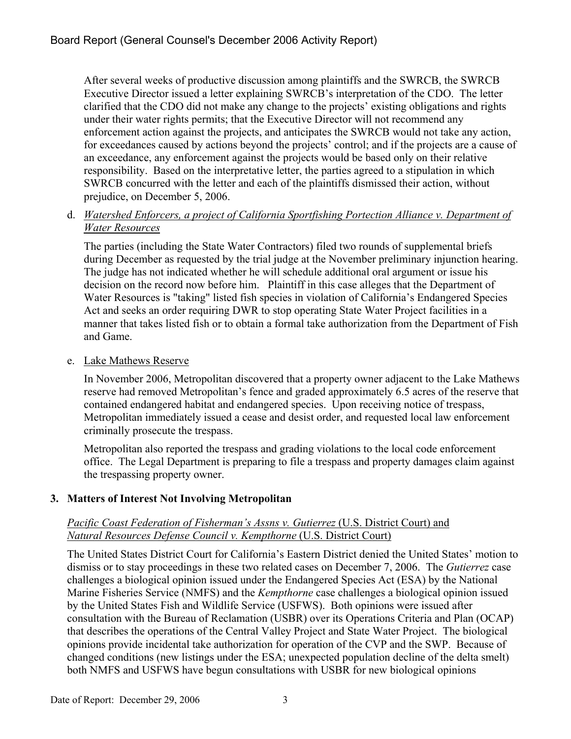After several weeks of productive discussion among plaintiffs and the SWRCB, the SWRCB Executive Director issued a letter explaining SWRCB's interpretation of the CDO. The letter clarified that the CDO did not make any change to the projects' existing obligations and rights under their water rights permits; that the Executive Director will not recommend any enforcement action against the projects, and anticipates the SWRCB would not take any action, for exceedances caused by actions beyond the projects' control; and if the projects are a cause of an exceedance, any enforcement against the projects would be based only on their relative responsibility. Based on the interpretative letter, the parties agreed to a stipulation in which SWRCB concurred with the letter and each of the plaintiffs dismissed their action, without prejudice, on December 5, 2006.

d. *Watershed Enforcers, a project of California Sportfishing Portection Alliance v. Department of Water Resources*

The parties (including the State Water Contractors) filed two rounds of supplemental briefs during December as requested by the trial judge at the November preliminary injunction hearing. The judge has not indicated whether he will schedule additional oral argument or issue his decision on the record now before him. Plaintiff in this case alleges that the Department of Water Resources is "taking" listed fish species in violation of California's Endangered Species Act and seeks an order requiring DWR to stop operating State Water Project facilities in a manner that takes listed fish or to obtain a formal take authorization from the Department of Fish and Game.

e. Lake Mathews Reserve

In November 2006, Metropolitan discovered that a property owner adjacent to the Lake Mathews reserve had removed Metropolitan's fence and graded approximately 6.5 acres of the reserve that contained endangered habitat and endangered species. Upon receiving notice of trespass, Metropolitan immediately issued a cease and desist order, and requested local law enforcement criminally prosecute the trespass.

Metropolitan also reported the trespass and grading violations to the local code enforcement office. The Legal Department is preparing to file a trespass and property damages claim against the trespassing property owner.

## 3. Matters of Interest Not Involving Metropolitan

*Pacific Coast Federation of Fisherman's Assns v. Gutierrez* (U.S. District Court) and *Natural Resources Defense Council v. Kempthorne* (U.S. District Court)

The United States District Court for California's Eastern District denied the United States' motion to dismiss or to stay proceedings in these two related cases on December 7, 2006. The *Gutierrez* case challenges a biological opinion issued under the Endangered Species Act (ESA) by the National Marine Fisheries Service (NMFS) and the *Kempthorne* case challenges a biological opinion issued by the United States Fish and Wildlife Service (USFWS). Both opinions were issued after consultation with the Bureau of Reclamation (USBR) over its Operations Criteria and Plan (OCAP) that describes the operations of the Central Valley Project and State Water Project. The biological opinions provide incidental take authorization for operation of the CVP and the SWP. Because of changed conditions (new listings under the ESA; unexpected population decline of the delta smelt) both NMFS and USFWS have begun consultations with USBR for new biological opinions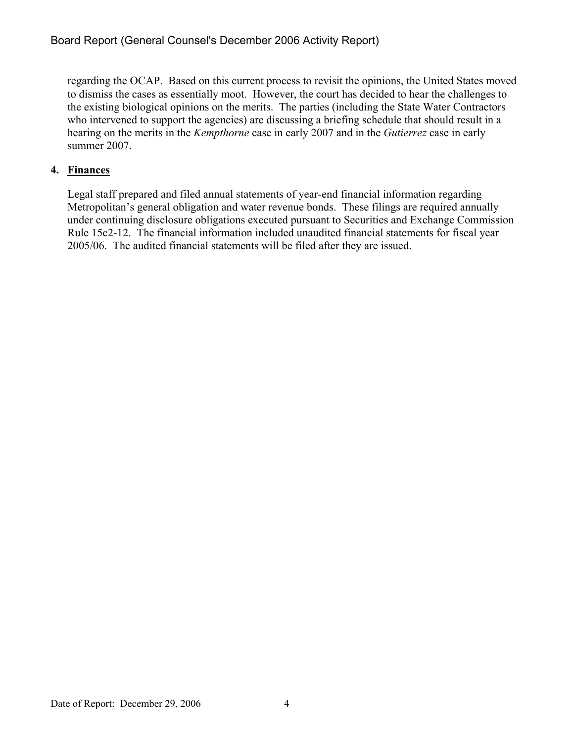regarding the OCAP. Based on this current process to revisit the opinions, the United States moved to dismiss the cases as essentially moot. However, the court has decided to hear the challenges to the existing biological opinions on the merits. The parties (including the State Water Contractors who intervened to support the agencies) are discussing a briefing schedule that should result in a hearing on the merits in the *Kempthorne* case in early 2007 and in the *Gutierrez* case in early summer 2007.

## 4. Finances

Legal staff prepared and filed annual statements of year-end financial information regarding Metropolitan's general obligation and water revenue bonds. These filings are required annually under continuing disclosure obligations executed pursuant to Securities and Exchange Commission Rule 15c2-12. The financial information included unaudited financial statements for fiscal year 2005/06. The audited financial statements will be filed after they are issued.